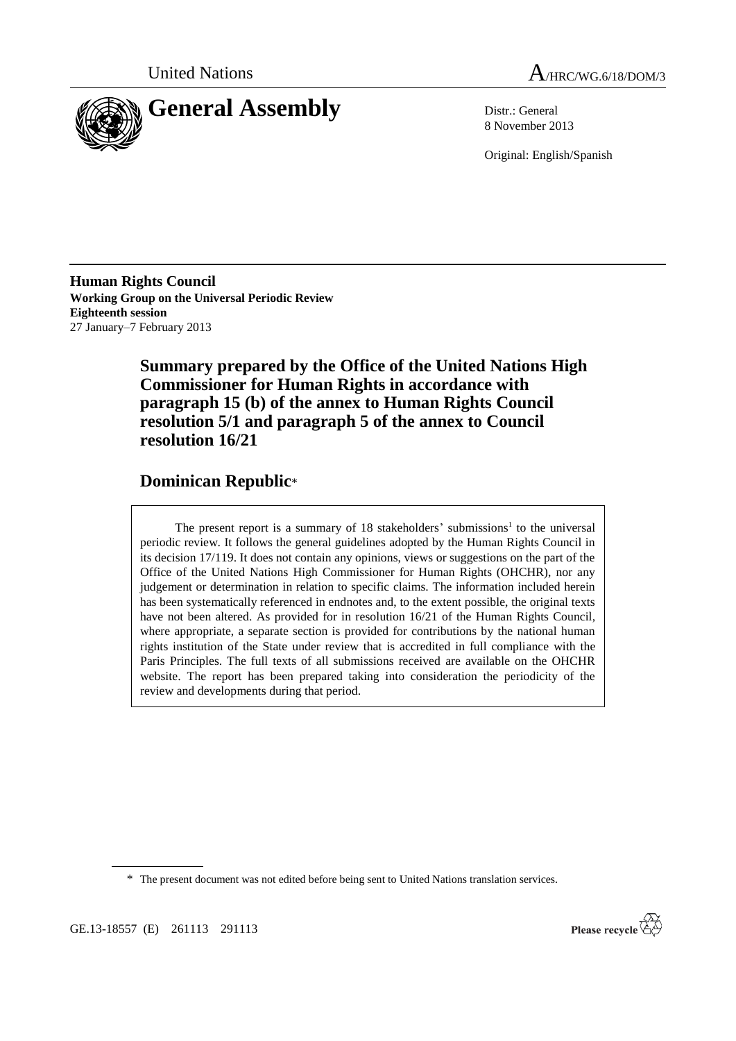United Nations

A/HRC/WG.6/18/DOM/3

# General Assembly

Distr.: General
8 November 2013

Original: English/Spanish

**Human Rights Council**
**Working Group on the Universal Periodic Review**
**Eighteenth session**
27 January–7 February 2013

## Summary prepared by the Office of the United Nations High Commissioner for Human Rights in accordance with paragraph 15 (b) of the annex to Human Rights Council resolution 5/1 and paragraph 5 of the annex to Council resolution 16/21

## Dominican Republic*

The present report is a summary of 18 stakeholders' submissions[1] to the universal periodic review. It follows the general guidelines adopted by the Human Rights Council in its decision 17/119. It does not contain any opinions, views or suggestions on the part of the Office of the United Nations High Commissioner for Human Rights (OHCHR), nor any judgement or determination in relation to specific claims. The information included herein has been systematically referenced in endnotes and, to the extent possible, the original texts have not been altered. As provided for in resolution 16/21 of the Human Rights Council, where appropriate, a separate section is provided for contributions by the national human rights institution of the State under review that is accredited in full compliance with the Paris Principles. The full texts of all submissions received are available on the OHCHR website. The report has been prepared taking into consideration the periodicity of the review and developments during that period.

\* The present document was not edited before being sent to United Nations translation services.

GE.13-18557 (E) 261113 291113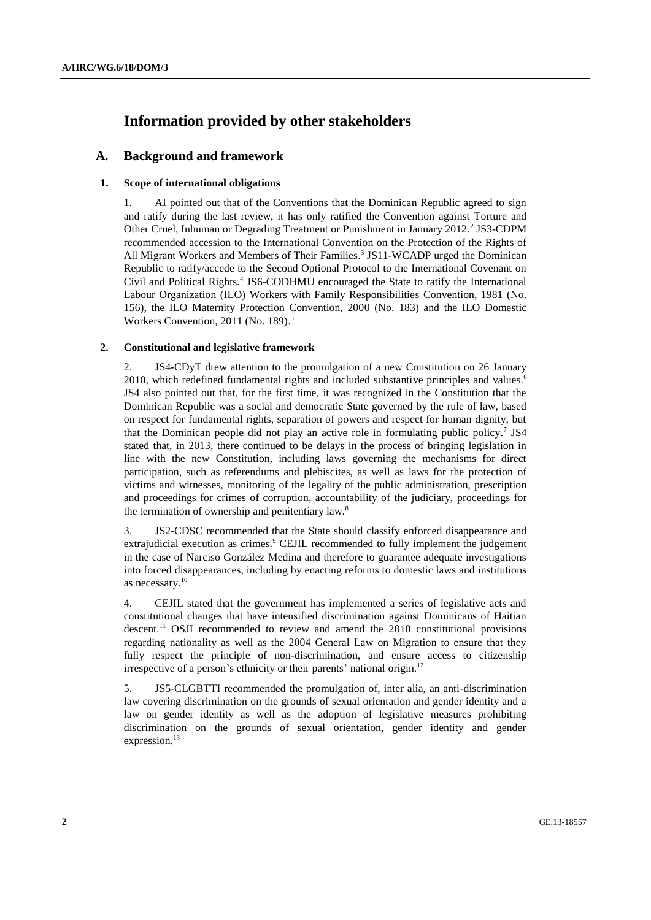# Information provided by other stakeholders

## A. Background and framework

### 1. Scope of international obligations

1. AI pointed out that of the Conventions that the Dominican Republic agreed to sign and ratify during the last review, it has only ratified the Convention against Torture and Other Cruel, Inhuman or Degrading Treatment or Punishment in January 2012.[2] JS3-CDPM recommended accession to the International Convention on the Protection of the Rights of All Migrant Workers and Members of Their Families.[3] JS11-WCADP urged the Dominican Republic to ratify/accede to the Second Optional Protocol to the International Covenant on Civil and Political Rights.[4] JS6-CODHMU encouraged the State to ratify the International Labour Organization (ILO) Workers with Family Responsibilities Convention, 1981 (No. 156), the ILO Maternity Protection Convention, 2000 (No. 183) and the ILO Domestic Workers Convention, 2011 (No. 189).[5]

### 2. Constitutional and legislative framework

2. JS4-CDyT drew attention to the promulgation of a new Constitution on 26 January 2010, which redefined fundamental rights and included substantive principles and values.[6] JS4 also pointed out that, for the first time, it was recognized in the Constitution that the Dominican Republic was a social and democratic State governed by the rule of law, based on respect for fundamental rights, separation of powers and respect for human dignity, but that the Dominican people did not play an active role in formulating public policy.[7] JS4 stated that, in 2013, there continued to be delays in the process of bringing legislation in line with the new Constitution, including laws governing the mechanisms for direct participation, such as referendums and plebiscites, as well as laws for the protection of victims and witnesses, monitoring of the legality of the public administration, prescription and proceedings for crimes of corruption, accountability of the judiciary, proceedings for the termination of ownership and penitentiary law.[8]

3. JS2-CDSC recommended that the State should classify enforced disappearance and extrajudicial execution as crimes.[9] CEJIL recommended to fully implement the judgement in the case of Narciso González Medina and therefore to guarantee adequate investigations into forced disappearances, including by enacting reforms to domestic laws and institutions as necessary.[10]

4. CEJIL stated that the government has implemented a series of legislative acts and constitutional changes that have intensified discrimination against Dominicans of Haitian descent.[11] OSJI recommended to review and amend the 2010 constitutional provisions regarding nationality as well as the 2004 General Law on Migration to ensure that they fully respect the principle of non-discrimination, and ensure access to citizenship irrespective of a person's ethnicity or their parents' national origin.[12]

5. JS5-CLGBTTI recommended the promulgation of, inter alia, an anti-discrimination law covering discrimination on the grounds of sexual orientation and gender identity and a law on gender identity as well as the adoption of legislative measures prohibiting discrimination on the grounds of sexual orientation, gender identity and gender expression.[13]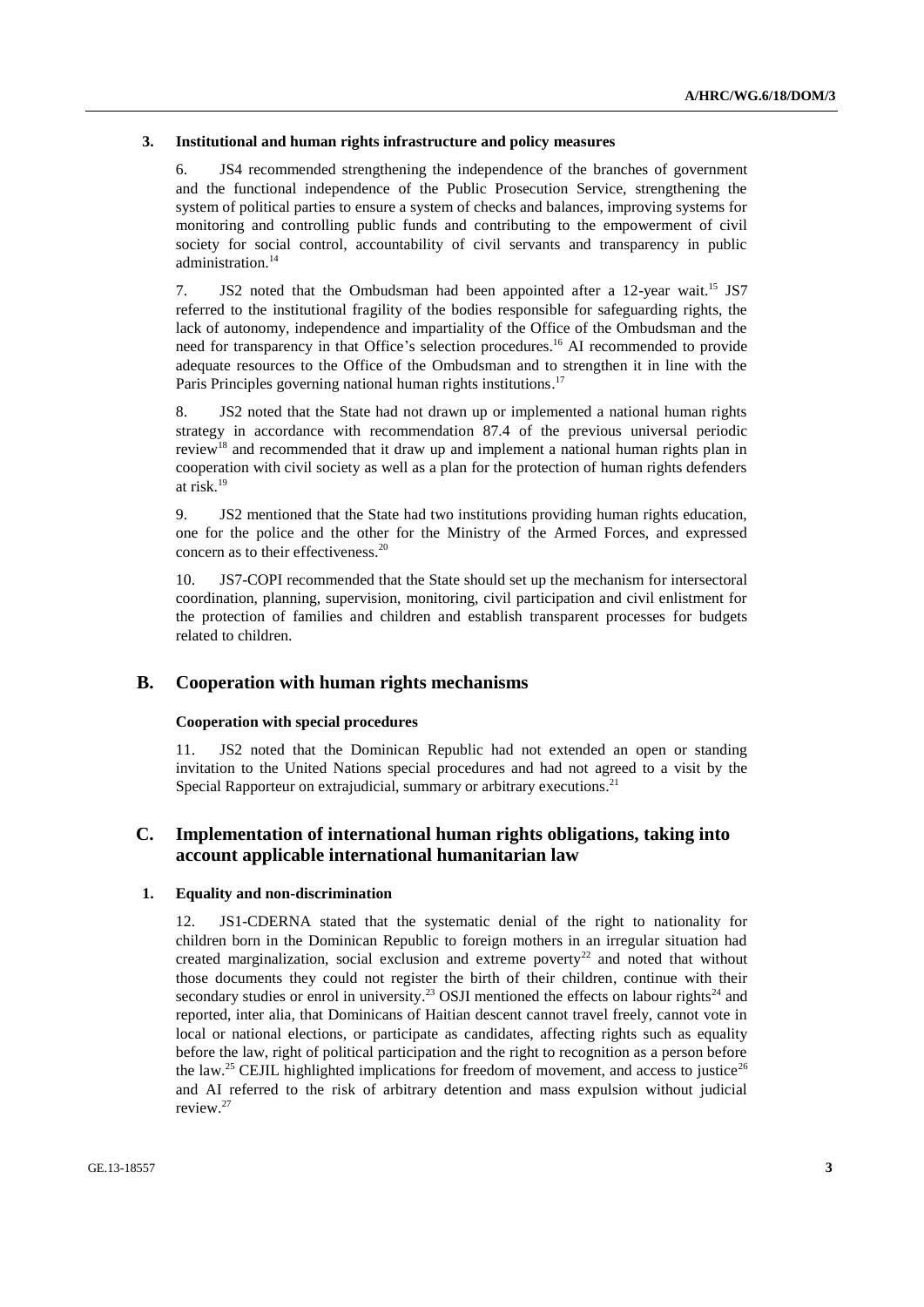### 3. Institutional and human rights infrastructure and policy measures

6. JS4 recommended strengthening the independence of the branches of government and the functional independence of the Public Prosecution Service, strengthening the system of political parties to ensure a system of checks and balances, improving systems for monitoring and controlling public funds and contributing to the empowerment of civil society for social control, accountability of civil servants and transparency in public administration.[14]

7. JS2 noted that the Ombudsman had been appointed after a 12-year wait.[15] JS7 referred to the institutional fragility of the bodies responsible for safeguarding rights, the lack of autonomy, independence and impartiality of the Office of the Ombudsman and the need for transparency in that Office's selection procedures.[16] AI recommended to provide adequate resources to the Office of the Ombudsman and to strengthen it in line with the Paris Principles governing national human rights institutions.[17]

8. JS2 noted that the State had not drawn up or implemented a national human rights strategy in accordance with recommendation 87.4 of the previous universal periodic review[18] and recommended that it draw up and implement a national human rights plan in cooperation with civil society as well as a plan for the protection of human rights defenders at risk.[19]

9. JS2 mentioned that the State had two institutions providing human rights education, one for the police and the other for the Ministry of the Armed Forces, and expressed concern as to their effectiveness.[20]

10. JS7-COPI recommended that the State should set up the mechanism for intersectoral coordination, planning, supervision, monitoring, civil participation and civil enlistment for the protection of families and children and establish transparent processes for budgets related to children.

## B. Cooperation with human rights mechanisms

### Cooperation with special procedures

11. JS2 noted that the Dominican Republic had not extended an open or standing invitation to the United Nations special procedures and had not agreed to a visit by the Special Rapporteur on extrajudicial, summary or arbitrary executions.[21]

## C. Implementation of international human rights obligations, taking into account applicable international humanitarian law

### 1. Equality and non-discrimination

12. JS1-CDERNA stated that the systematic denial of the right to nationality for children born in the Dominican Republic to foreign mothers in an irregular situation had created marginalization, social exclusion and extreme poverty[22] and noted that without those documents they could not register the birth of their children, continue with their secondary studies or enrol in university.[23] OSJI mentioned the effects on labour rights[24] and reported, inter alia, that Dominicans of Haitian descent cannot travel freely, cannot vote in local or national elections, or participate as candidates, affecting rights such as equality before the law, right of political participation and the right to recognition as a person before the law.[25] CEJIL highlighted implications for freedom of movement, and access to justice[26] and AI referred to the risk of arbitrary detention and mass expulsion without judicial review.[27]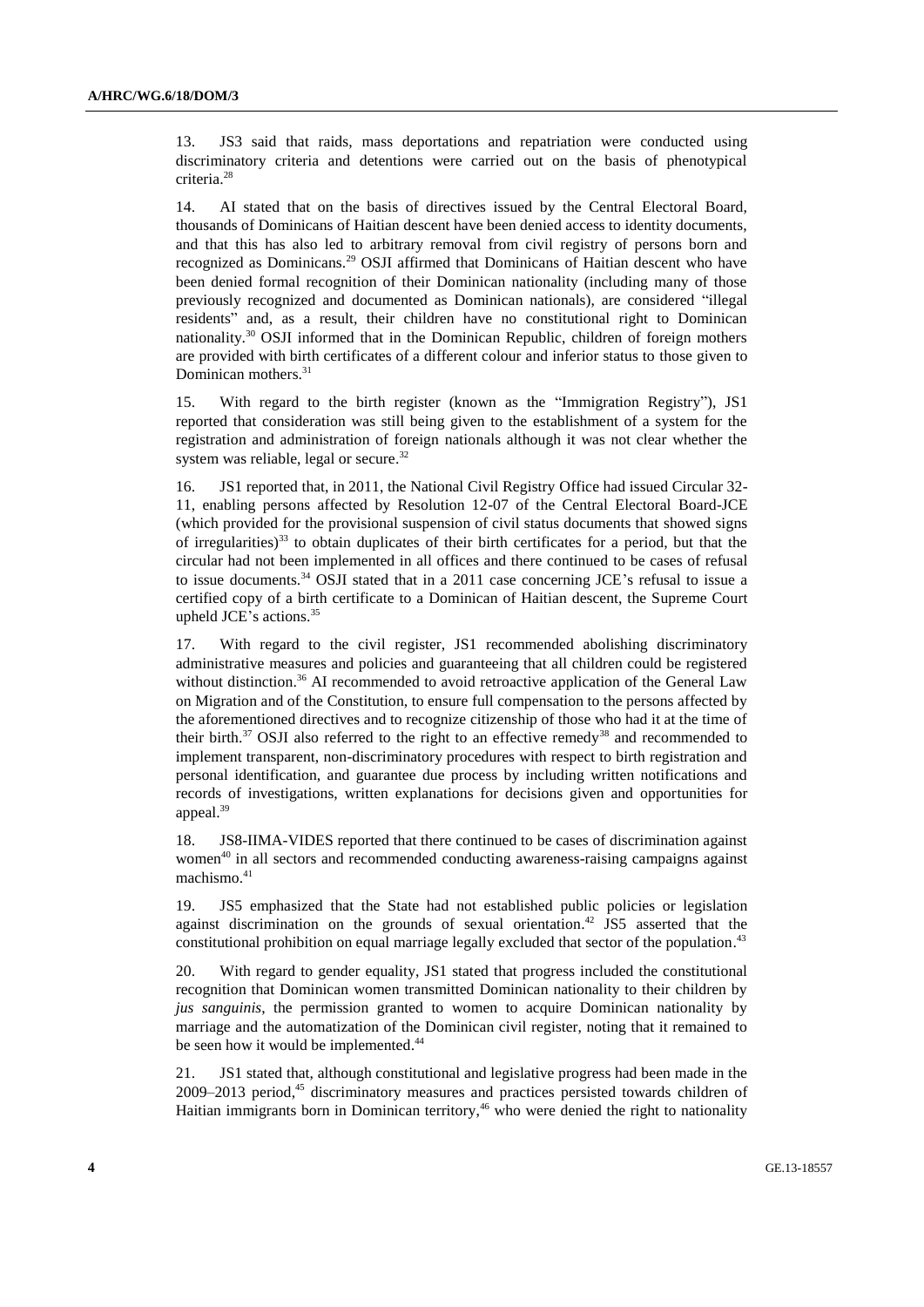13. JS3 said that raids, mass deportations and repatriation were conducted using discriminatory criteria and detentions were carried out on the basis of phenotypical criteria.[28]

14. AI stated that on the basis of directives issued by the Central Electoral Board, thousands of Dominicans of Haitian descent have been denied access to identity documents, and that this has also led to arbitrary removal from civil registry of persons born and recognized as Dominicans.[29] OSJI affirmed that Dominicans of Haitian descent who have been denied formal recognition of their Dominican nationality (including many of those previously recognized and documented as Dominican nationals), are considered "illegal residents" and, as a result, their children have no constitutional right to Dominican nationality.[30] OSJI informed that in the Dominican Republic, children of foreign mothers are provided with birth certificates of a different colour and inferior status to those given to Dominican mothers.[31]

15. With regard to the birth register (known as the "Immigration Registry"), JS1 reported that consideration was still being given to the establishment of a system for the registration and administration of foreign nationals although it was not clear whether the system was reliable, legal or secure.[32]

16. JS1 reported that, in 2011, the National Civil Registry Office had issued Circular 32-11, enabling persons affected by Resolution 12-07 of the Central Electoral Board-JCE (which provided for the provisional suspension of civil status documents that showed signs of irregularities)[33] to obtain duplicates of their birth certificates for a period, but that the circular had not been implemented in all offices and there continued to be cases of refusal to issue documents.[34] OSJI stated that in a 2011 case concerning JCE's refusal to issue a certified copy of a birth certificate to a Dominican of Haitian descent, the Supreme Court upheld JCE's actions.[35]

17. With regard to the civil register, JS1 recommended abolishing discriminatory administrative measures and policies and guaranteeing that all children could be registered without distinction.[36] AI recommended to avoid retroactive application of the General Law on Migration and of the Constitution, to ensure full compensation to the persons affected by the aforementioned directives and to recognize citizenship of those who had it at the time of their birth.[37] OSJI also referred to the right to an effective remedy[38] and recommended to implement transparent, non-discriminatory procedures with respect to birth registration and personal identification, and guarantee due process by including written notifications and records of investigations, written explanations for decisions given and opportunities for appeal.[39]

18. JS8-IIMA-VIDES reported that there continued to be cases of discrimination against women[40] in all sectors and recommended conducting awareness-raising campaigns against machismo.[41]

19. JS5 emphasized that the State had not established public policies or legislation against discrimination on the grounds of sexual orientation.[42] JS5 asserted that the constitutional prohibition on equal marriage legally excluded that sector of the population.[43]

20. With regard to gender equality, JS1 stated that progress included the constitutional recognition that Dominican women transmitted Dominican nationality to their children by *jus sanguinis*, the permission granted to women to acquire Dominican nationality by marriage and the automatization of the Dominican civil register, noting that it remained to be seen how it would be implemented.[44]

21. JS1 stated that, although constitutional and legislative progress had been made in the 2009–2013 period,[45] discriminatory measures and practices persisted towards children of Haitian immigrants born in Dominican territory,[46] who were denied the right to nationality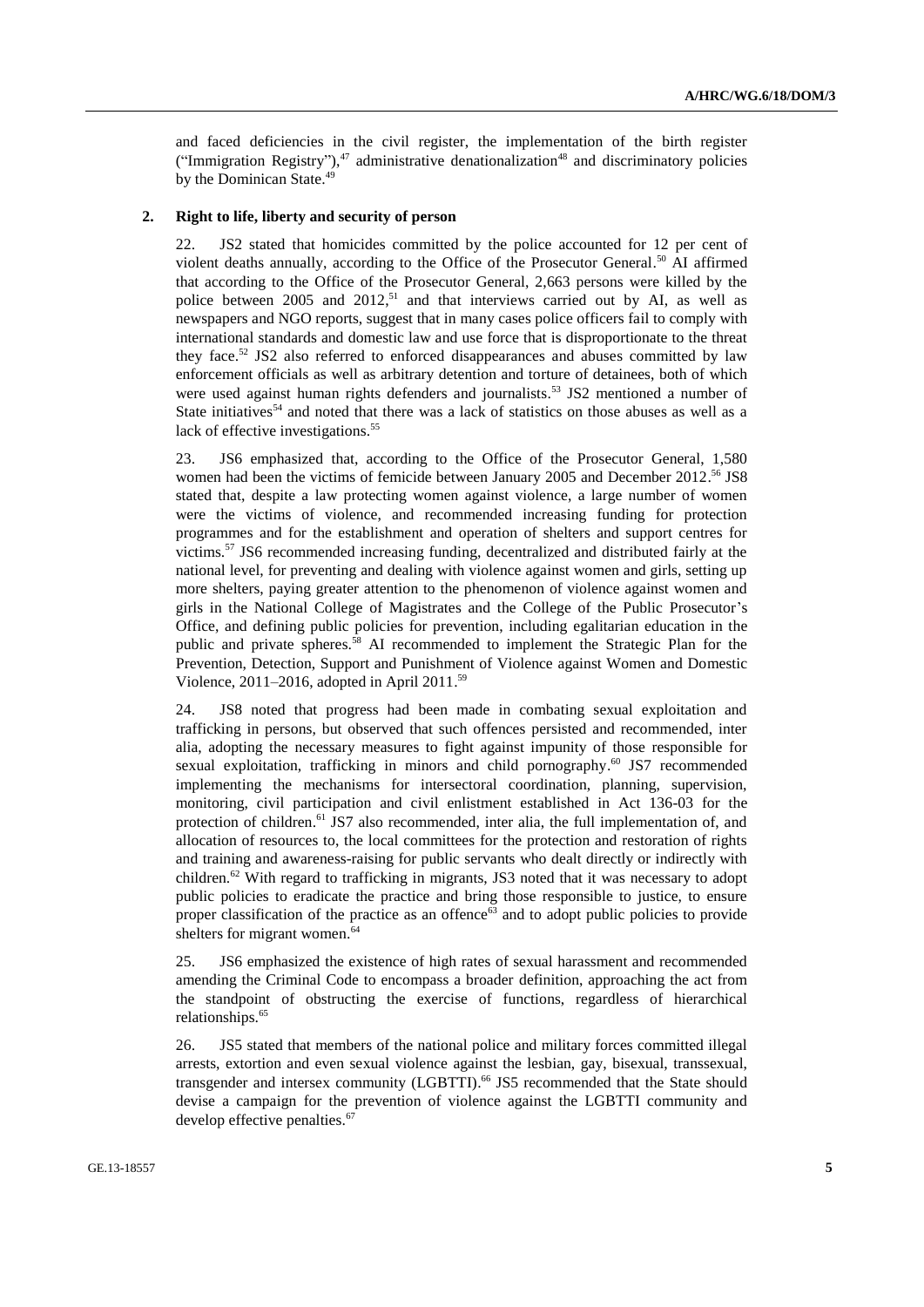and faced deficiencies in the civil register, the implementation of the birth register ("Immigration Registry"),[47] administrative denationalization[48] and discriminatory policies by the Dominican State.[49]

### 2. Right to life, liberty and security of person

22. JS2 stated that homicides committed by the police accounted for 12 per cent of violent deaths annually, according to the Office of the Prosecutor General.[50] AI affirmed that according to the Office of the Prosecutor General, 2,663 persons were killed by the police between 2005 and 2012,[51] and that interviews carried out by AI, as well as newspapers and NGO reports, suggest that in many cases police officers fail to comply with international standards and domestic law and use force that is disproportionate to the threat they face.[52] JS2 also referred to enforced disappearances and abuses committed by law enforcement officials as well as arbitrary detention and torture of detainees, both of which were used against human rights defenders and journalists.[53] JS2 mentioned a number of State initiatives[54] and noted that there was a lack of statistics on those abuses as well as a lack of effective investigations.[55]

23. JS6 emphasized that, according to the Office of the Prosecutor General, 1,580 women had been the victims of femicide between January 2005 and December 2012.[56] JS8 stated that, despite a law protecting women against violence, a large number of women were the victims of violence, and recommended increasing funding for protection programmes and for the establishment and operation of shelters and support centres for victims.[57] JS6 recommended increasing funding, decentralized and distributed fairly at the national level, for preventing and dealing with violence against women and girls, setting up more shelters, paying greater attention to the phenomenon of violence against women and girls in the National College of Magistrates and the College of the Public Prosecutor's Office, and defining public policies for prevention, including egalitarian education in the public and private spheres.[58] AI recommended to implement the Strategic Plan for the Prevention, Detection, Support and Punishment of Violence against Women and Domestic Violence, 2011–2016, adopted in April 2011.[59]

24. JS8 noted that progress had been made in combating sexual exploitation and trafficking in persons, but observed that such offences persisted and recommended, inter alia, adopting the necessary measures to fight against impunity of those responsible for sexual exploitation, trafficking in minors and child pornography.[60] JS7 recommended implementing the mechanisms for intersectoral coordination, planning, supervision, monitoring, civil participation and civil enlistment established in Act 136-03 for the protection of children.[61] JS7 also recommended, inter alia, the full implementation of, and allocation of resources to, the local committees for the protection and restoration of rights and training and awareness-raising for public servants who dealt directly or indirectly with children.[62] With regard to trafficking in migrants, JS3 noted that it was necessary to adopt public policies to eradicate the practice and bring those responsible to justice, to ensure proper classification of the practice as an offence[63] and to adopt public policies to provide shelters for migrant women.[64]

25. JS6 emphasized the existence of high rates of sexual harassment and recommended amending the Criminal Code to encompass a broader definition, approaching the act from the standpoint of obstructing the exercise of functions, regardless of hierarchical relationships.[65]

26. JS5 stated that members of the national police and military forces committed illegal arrests, extortion and even sexual violence against the lesbian, gay, bisexual, transsexual, transgender and intersex community (LGBTTI).[66] JS5 recommended that the State should devise a campaign for the prevention of violence against the LGBTTI community and develop effective penalties.[67]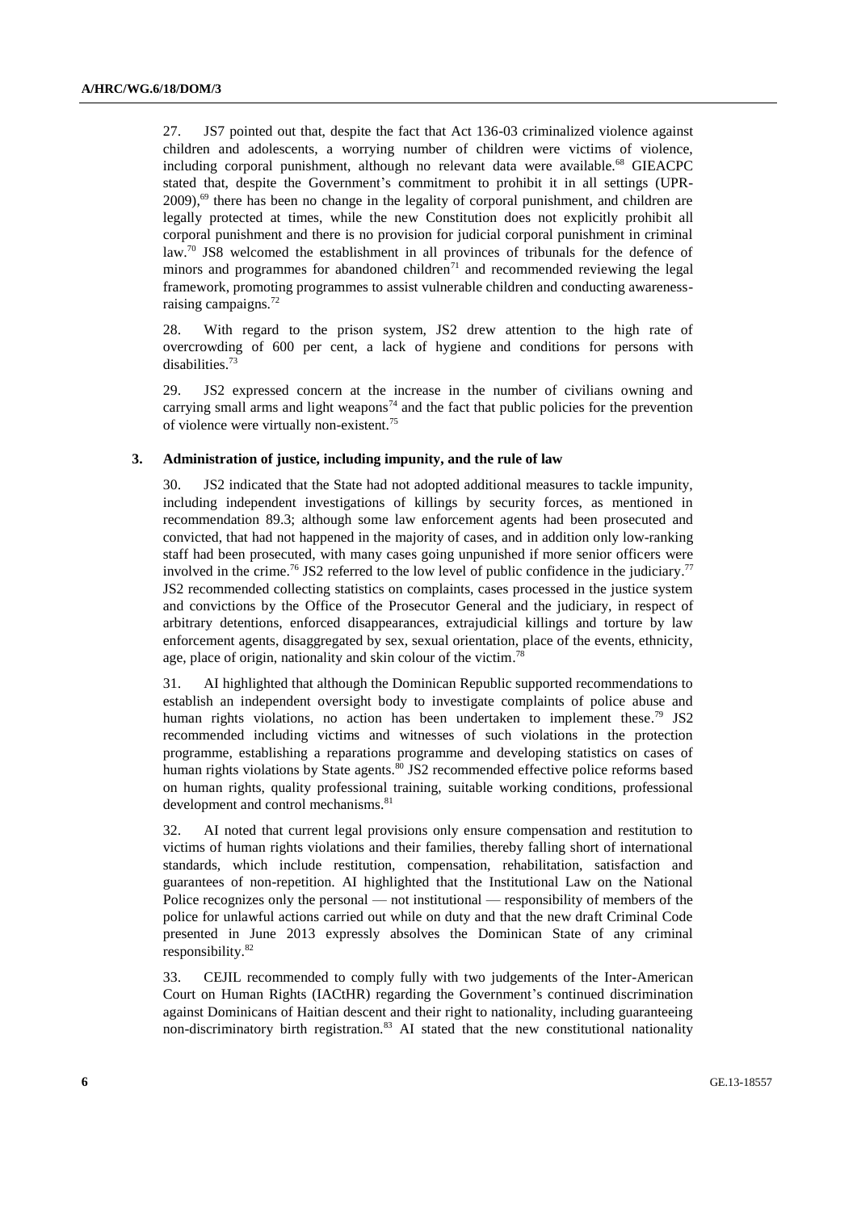27. JS7 pointed out that, despite the fact that Act 136-03 criminalized violence against children and adolescents, a worrying number of children were victims of violence, including corporal punishment, although no relevant data were available.[68] GIEACPC stated that, despite the Government's commitment to prohibit it in all settings (UPR-2009),[69] there has been no change in the legality of corporal punishment, and children are legally protected at times, while the new Constitution does not explicitly prohibit all corporal punishment and there is no provision for judicial corporal punishment in criminal law.[70] JS8 welcomed the establishment in all provinces of tribunals for the defence of minors and programmes for abandoned children[71] and recommended reviewing the legal framework, promoting programmes to assist vulnerable children and conducting awareness-raising campaigns.[72]

28. With regard to the prison system, JS2 drew attention to the high rate of overcrowding of 600 per cent, a lack of hygiene and conditions for persons with disabilities.[73]

29. JS2 expressed concern at the increase in the number of civilians owning and carrying small arms and light weapons[74] and the fact that public policies for the prevention of violence were virtually non-existent.[75]

### 3. Administration of justice, including impunity, and the rule of law

30. JS2 indicated that the State had not adopted additional measures to tackle impunity, including independent investigations of killings by security forces, as mentioned in recommendation 89.3; although some law enforcement agents had been prosecuted and convicted, that had not happened in the majority of cases, and in addition only low-ranking staff had been prosecuted, with many cases going unpunished if more senior officers were involved in the crime.[76] JS2 referred to the low level of public confidence in the judiciary.[77] JS2 recommended collecting statistics on complaints, cases processed in the justice system and convictions by the Office of the Prosecutor General and the judiciary, in respect of arbitrary detentions, enforced disappearances, extrajudicial killings and torture by law enforcement agents, disaggregated by sex, sexual orientation, place of the events, ethnicity, age, place of origin, nationality and skin colour of the victim.[78]

31. AI highlighted that although the Dominican Republic supported recommendations to establish an independent oversight body to investigate complaints of police abuse and human rights violations, no action has been undertaken to implement these.[79] JS2 recommended including victims and witnesses of such violations in the protection programme, establishing a reparations programme and developing statistics on cases of human rights violations by State agents.[80] JS2 recommended effective police reforms based on human rights, quality professional training, suitable working conditions, professional development and control mechanisms.[81]

32. AI noted that current legal provisions only ensure compensation and restitution to victims of human rights violations and their families, thereby falling short of international standards, which include restitution, compensation, rehabilitation, satisfaction and guarantees of non-repetition. AI highlighted that the Institutional Law on the National Police recognizes only the personal — not institutional — responsibility of members of the police for unlawful actions carried out while on duty and that the new draft Criminal Code presented in June 2013 expressly absolves the Dominican State of any criminal responsibility.[82]

33. CEJIL recommended to comply fully with two judgements of the Inter-American Court on Human Rights (IACtHR) regarding the Government's continued discrimination against Dominicans of Haitian descent and their right to nationality, including guaranteeing non-discriminatory birth registration.[83] AI stated that the new constitutional nationality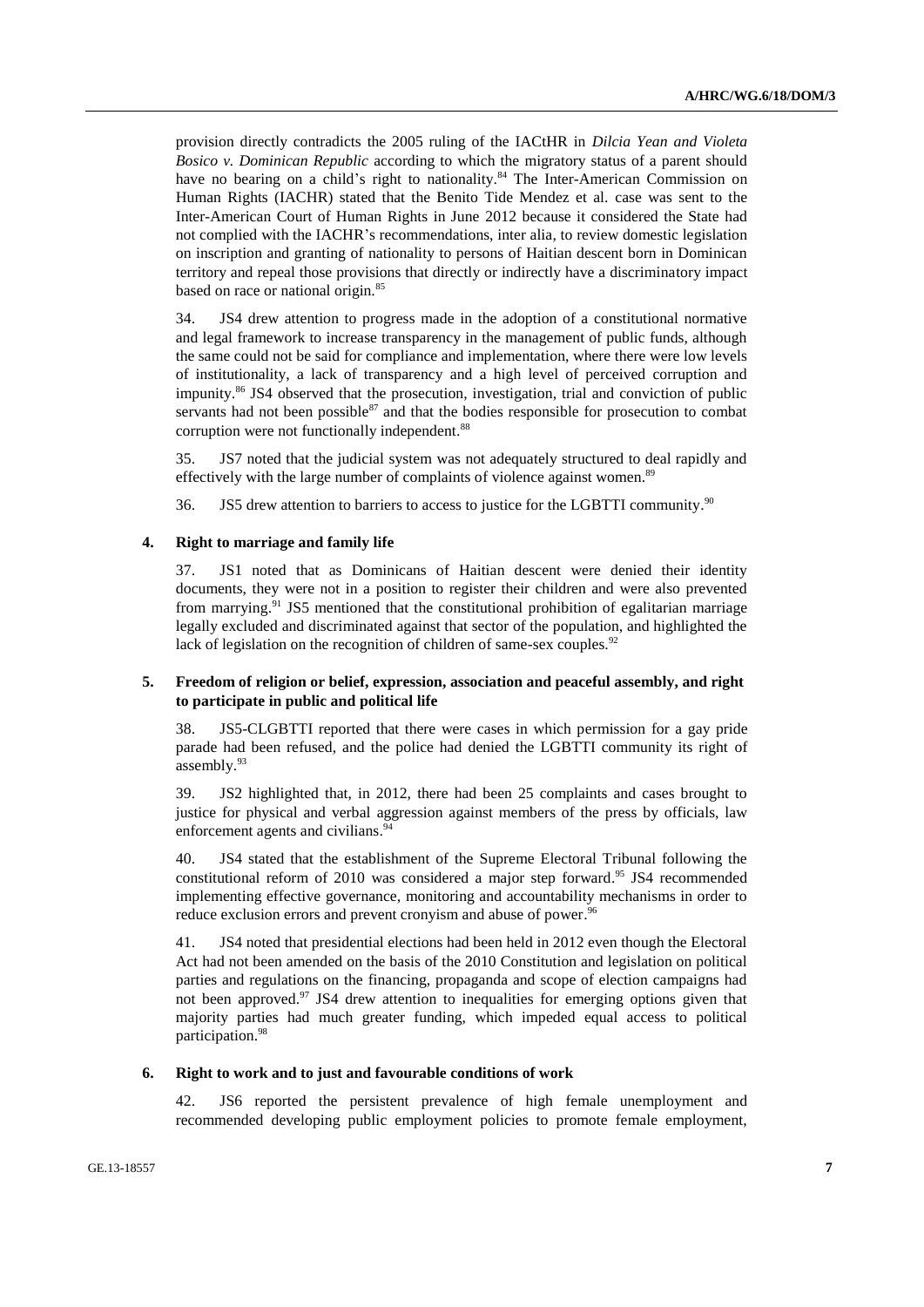provision directly contradicts the 2005 ruling of the IACtHR in *Dilcia Yean and Violeta Bosico v. Dominican Republic* according to which the migratory status of a parent should have no bearing on a child's right to nationality.[84] The Inter-American Commission on Human Rights (IACHR) stated that the Benito Tide Mendez et al. case was sent to the Inter-American Court of Human Rights in June 2012 because it considered the State had not complied with the IACHR's recommendations, inter alia, to review domestic legislation on inscription and granting of nationality to persons of Haitian descent born in Dominican territory and repeal those provisions that directly or indirectly have a discriminatory impact based on race or national origin.[85]

34. JS4 drew attention to progress made in the adoption of a constitutional normative and legal framework to increase transparency in the management of public funds, although the same could not be said for compliance and implementation, where there were low levels of institutionality, a lack of transparency and a high level of perceived corruption and impunity.[86] JS4 observed that the prosecution, investigation, trial and conviction of public servants had not been possible[87] and that the bodies responsible for prosecution to combat corruption were not functionally independent.[88]

35. JS7 noted that the judicial system was not adequately structured to deal rapidly and effectively with the large number of complaints of violence against women.[89]

36. JS5 drew attention to barriers to access to justice for the LGBTTI community.[90]

### 4. Right to marriage and family life

37. JS1 noted that as Dominicans of Haitian descent were denied their identity documents, they were not in a position to register their children and were also prevented from marrying.[91] JS5 mentioned that the constitutional prohibition of egalitarian marriage legally excluded and discriminated against that sector of the population, and highlighted the lack of legislation on the recognition of children of same-sex couples.[92]

### 5. Freedom of religion or belief, expression, association and peaceful assembly, and right to participate in public and political life

38. JS5-CLGBTTI reported that there were cases in which permission for a gay pride parade had been refused, and the police had denied the LGBTTI community its right of assembly.[93]

39. JS2 highlighted that, in 2012, there had been 25 complaints and cases brought to justice for physical and verbal aggression against members of the press by officials, law enforcement agents and civilians.[94]

40. JS4 stated that the establishment of the Supreme Electoral Tribunal following the constitutional reform of 2010 was considered a major step forward.[95] JS4 recommended implementing effective governance, monitoring and accountability mechanisms in order to reduce exclusion errors and prevent cronyism and abuse of power.[96]

41. JS4 noted that presidential elections had been held in 2012 even though the Electoral Act had not been amended on the basis of the 2010 Constitution and legislation on political parties and regulations on the financing, propaganda and scope of election campaigns had not been approved.[97] JS4 drew attention to inequalities for emerging options given that majority parties had much greater funding, which impeded equal access to political participation.[98]

### 6. Right to work and to just and favourable conditions of work

42. JS6 reported the persistent prevalence of high female unemployment and recommended developing public employment policies to promote female employment,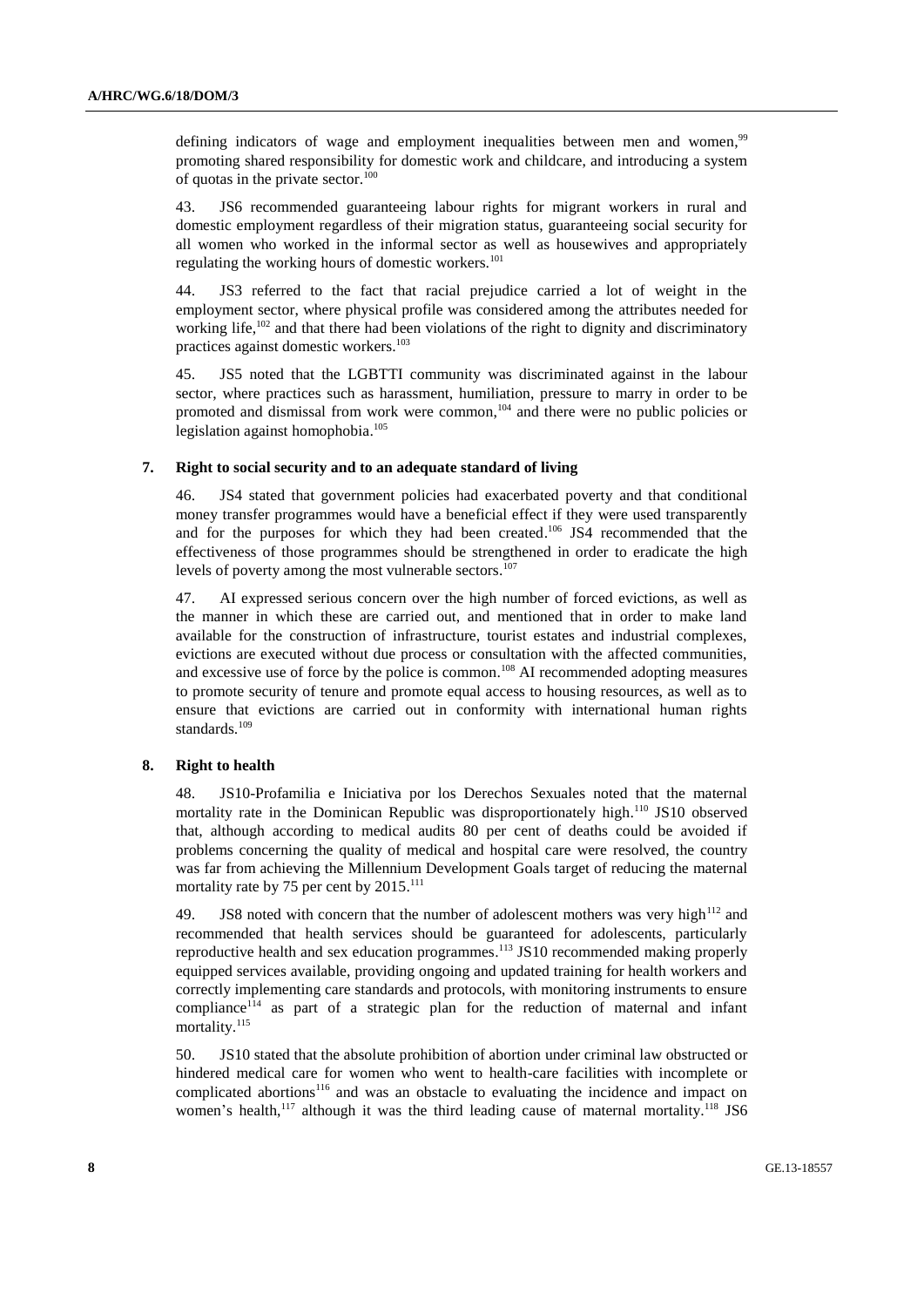defining indicators of wage and employment inequalities between men and women,[99] promoting shared responsibility for domestic work and childcare, and introducing a system of quotas in the private sector.[100]

43. JS6 recommended guaranteeing labour rights for migrant workers in rural and domestic employment regardless of their migration status, guaranteeing social security for all women who worked in the informal sector as well as housewives and appropriately regulating the working hours of domestic workers.[101]

44. JS3 referred to the fact that racial prejudice carried a lot of weight in the employment sector, where physical profile was considered among the attributes needed for working life,[102] and that there had been violations of the right to dignity and discriminatory practices against domestic workers.[103]

45. JS5 noted that the LGBTTI community was discriminated against in the labour sector, where practices such as harassment, humiliation, pressure to marry in order to be promoted and dismissal from work were common,[104] and there were no public policies or legislation against homophobia.[105]

### 7. Right to social security and to an adequate standard of living

46. JS4 stated that government policies had exacerbated poverty and that conditional money transfer programmes would have a beneficial effect if they were used transparently and for the purposes for which they had been created.[106] JS4 recommended that the effectiveness of those programmes should be strengthened in order to eradicate the high levels of poverty among the most vulnerable sectors.[107]

47. AI expressed serious concern over the high number of forced evictions, as well as the manner in which these are carried out, and mentioned that in order to make land available for the construction of infrastructure, tourist estates and industrial complexes, evictions are executed without due process or consultation with the affected communities, and excessive use of force by the police is common.[108] AI recommended adopting measures to promote security of tenure and promote equal access to housing resources, as well as to ensure that evictions are carried out in conformity with international human rights standards.[109]

### 8. Right to health

48. JS10-Profamilia e Iniciativa por los Derechos Sexuales noted that the maternal mortality rate in the Dominican Republic was disproportionately high.[110] JS10 observed that, although according to medical audits 80 per cent of deaths could be avoided if problems concerning the quality of medical and hospital care were resolved, the country was far from achieving the Millennium Development Goals target of reducing the maternal mortality rate by 75 per cent by 2015.[111]

49. JS8 noted with concern that the number of adolescent mothers was very high[112] and recommended that health services should be guaranteed for adolescents, particularly reproductive health and sex education programmes.[113] JS10 recommended making properly equipped services available, providing ongoing and updated training for health workers and correctly implementing care standards and protocols, with monitoring instruments to ensure compliance[114] as part of a strategic plan for the reduction of maternal and infant mortality.[115]

50. JS10 stated that the absolute prohibition of abortion under criminal law obstructed or hindered medical care for women who went to health-care facilities with incomplete or complicated abortions[116] and was an obstacle to evaluating the incidence and impact on women's health,[117] although it was the third leading cause of maternal mortality.[118] JS6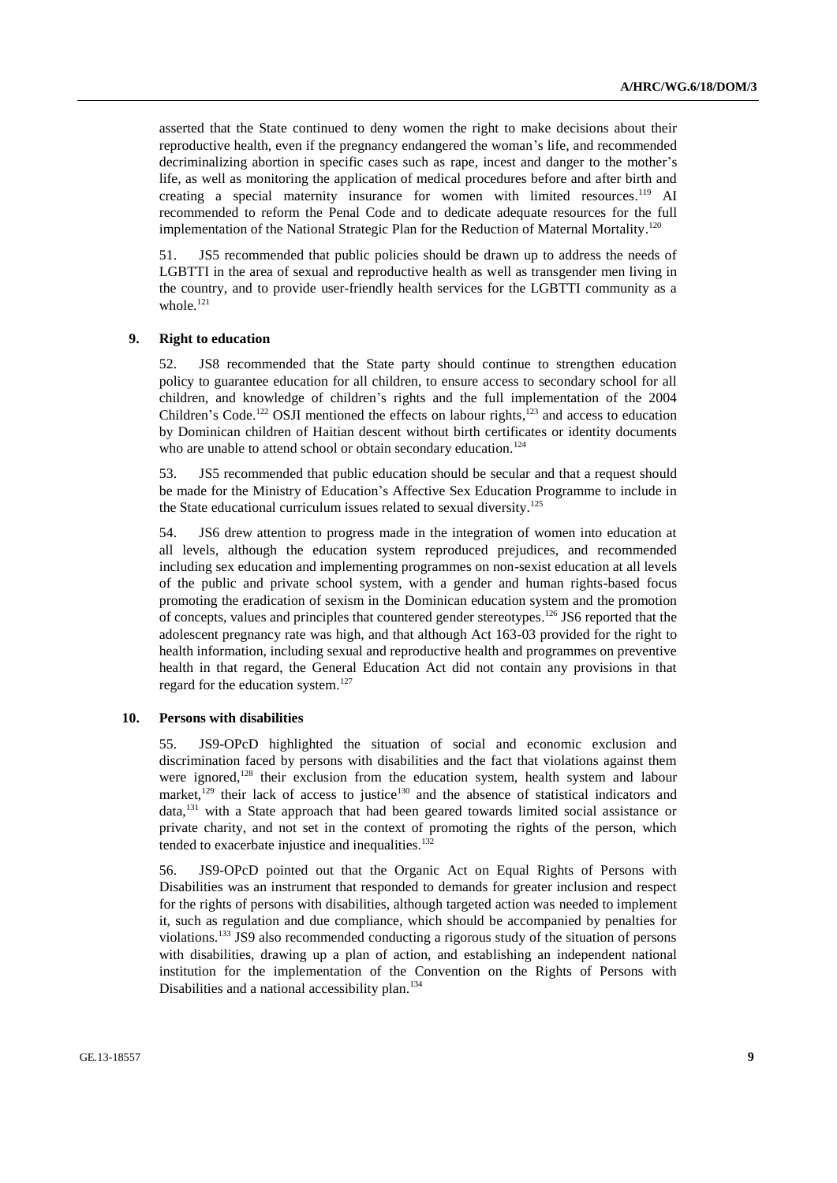asserted that the State continued to deny women the right to make decisions about their reproductive health, even if the pregnancy endangered the woman's life, and recommended decriminalizing abortion in specific cases such as rape, incest and danger to the mother's life, as well as monitoring the application of medical procedures before and after birth and creating a special maternity insurance for women with limited resources.[119] AI recommended to reform the Penal Code and to dedicate adequate resources for the full implementation of the National Strategic Plan for the Reduction of Maternal Mortality.[120]

51. JS5 recommended that public policies should be drawn up to address the needs of LGBTTI in the area of sexual and reproductive health as well as transgender men living in the country, and to provide user-friendly health services for the LGBTTI community as a whole.[121]

### 9. Right to education

52. JS8 recommended that the State party should continue to strengthen education policy to guarantee education for all children, to ensure access to secondary school for all children, and knowledge of children's rights and the full implementation of the 2004 Children's Code.[122] OSJI mentioned the effects on labour rights,[123] and access to education by Dominican children of Haitian descent without birth certificates or identity documents who are unable to attend school or obtain secondary education.[124]

53. JS5 recommended that public education should be secular and that a request should be made for the Ministry of Education's Affective Sex Education Programme to include in the State educational curriculum issues related to sexual diversity.[125]

54. JS6 drew attention to progress made in the integration of women into education at all levels, although the education system reproduced prejudices, and recommended including sex education and implementing programmes on non-sexist education at all levels of the public and private school system, with a gender and human rights-based focus promoting the eradication of sexism in the Dominican education system and the promotion of concepts, values and principles that countered gender stereotypes.[126] JS6 reported that the adolescent pregnancy rate was high, and that although Act 163-03 provided for the right to health information, including sexual and reproductive health and programmes on preventive health in that regard, the General Education Act did not contain any provisions in that regard for the education system.[127]

### 10. Persons with disabilities

55. JS9-OPcD highlighted the situation of social and economic exclusion and discrimination faced by persons with disabilities and the fact that violations against them were ignored,[128] their exclusion from the education system, health system and labour market,[129] their lack of access to justice[130] and the absence of statistical indicators and data,[131] with a State approach that had been geared towards limited social assistance or private charity, and not set in the context of promoting the rights of the person, which tended to exacerbate injustice and inequalities.[132]

56. JS9-OPcD pointed out that the Organic Act on Equal Rights of Persons with Disabilities was an instrument that responded to demands for greater inclusion and respect for the rights of persons with disabilities, although targeted action was needed to implement it, such as regulation and due compliance, which should be accompanied by penalties for violations.[133] JS9 also recommended conducting a rigorous study of the situation of persons with disabilities, drawing up a plan of action, and establishing an independent national institution for the implementation of the Convention on the Rights of Persons with Disabilities and a national accessibility plan.[134]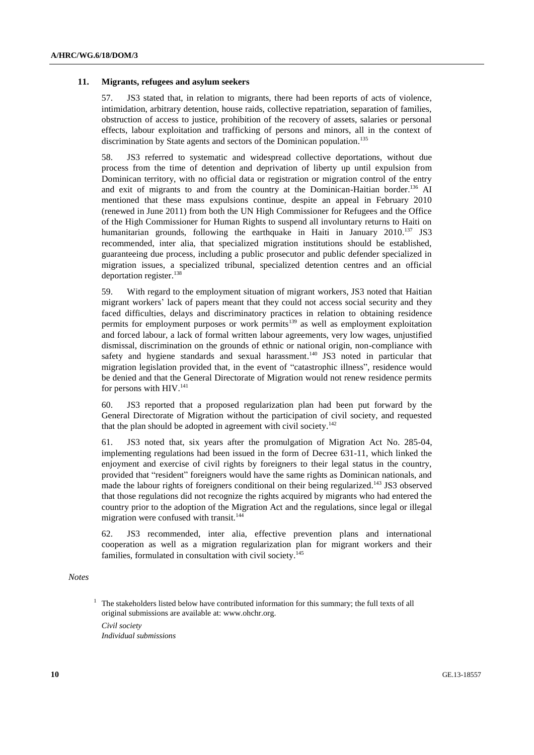### 11. Migrants, refugees and asylum seekers

57. JS3 stated that, in relation to migrants, there had been reports of acts of violence, intimidation, arbitrary detention, house raids, collective repatriation, separation of families, obstruction of access to justice, prohibition of the recovery of assets, salaries or personal effects, labour exploitation and trafficking of persons and minors, all in the context of discrimination by State agents and sectors of the Dominican population.[135]

58. JS3 referred to systematic and widespread collective deportations, without due process from the time of detention and deprivation of liberty up until expulsion from Dominican territory, with no official data or registration or migration control of the entry and exit of migrants to and from the country at the Dominican-Haitian border.[136] AI mentioned that these mass expulsions continue, despite an appeal in February 2010 (renewed in June 2011) from both the UN High Commissioner for Refugees and the Office of the High Commissioner for Human Rights to suspend all involuntary returns to Haiti on humanitarian grounds, following the earthquake in Haiti in January 2010.[137] JS3 recommended, inter alia, that specialized migration institutions should be established, guaranteeing due process, including a public prosecutor and public defender specialized in migration issues, a specialized tribunal, specialized detention centres and an official deportation register.[138]

59. With regard to the employment situation of migrant workers, JS3 noted that Haitian migrant workers' lack of papers meant that they could not access social security and they faced difficulties, delays and discriminatory practices in relation to obtaining residence permits for employment purposes or work permits[139] as well as employment exploitation and forced labour, a lack of formal written labour agreements, very low wages, unjustified dismissal, discrimination on the grounds of ethnic or national origin, non-compliance with safety and hygiene standards and sexual harassment.[140] JS3 noted in particular that migration legislation provided that, in the event of "catastrophic illness", residence would be denied and that the General Directorate of Migration would not renew residence permits for persons with HIV.[141]

60. JS3 reported that a proposed regularization plan had been put forward by the General Directorate of Migration without the participation of civil society, and requested that the plan should be adopted in agreement with civil society.[142]

61. JS3 noted that, six years after the promulgation of Migration Act No. 285-04, implementing regulations had been issued in the form of Decree 631-11, which linked the enjoyment and exercise of civil rights by foreigners to their legal status in the country, provided that "resident" foreigners would have the same rights as Dominican nationals, and made the labour rights of foreigners conditional on their being regularized.[143] JS3 observed that those regulations did not recognize the rights acquired by migrants who had entered the country prior to the adoption of the Migration Act and the regulations, since legal or illegal migration were confused with transit.[144]

62. JS3 recommended, inter alia, effective prevention plans and international cooperation as well as a migration regularization plan for migrant workers and their families, formulated in consultation with civil society.[145]

*Notes*

[1] The stakeholders listed below have contributed information for this summary; the full texts of all original submissions are available at: www.ohchr.org.

*Civil society*
*Individual submissions*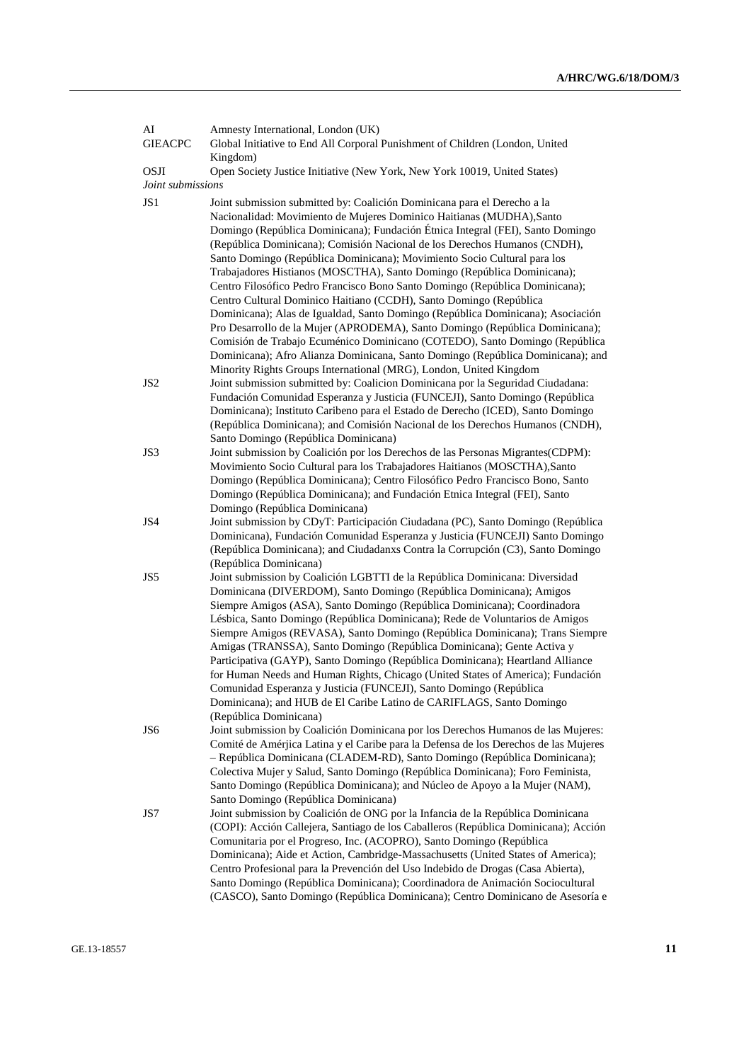| | |
|---|---|
| AI | Amnesty International, London (UK) |
| GIEACPC | Global Initiative to End All Corporal Punishment of Children (London, United Kingdom) |
| OSJI | Open Society Justice Initiative (New York, New York 10019, United States) |

*Joint submissions*

| | |
|---|---|
| JS1 | Joint submission submitted by: Coalición Dominicana para el Derecho a la Nacionalidad: Movimiento de Mujeres Dominico Haitianas (MUDHA),Santo Domingo (República Dominicana); Fundación Étnica Integral (FEI), Santo Domingo (República Dominicana); Comisión Nacional de los Derechos Humanos (CNDH), Santo Domingo (República Dominicana); Movimiento Socio Cultural para los Trabajadores Histianos (MOSCTHA), Santo Domingo (República Dominicana); Centro Filosófico Pedro Francisco Bono Santo Domingo (República Dominicana); Centro Cultural Dominico Haitiano (CCDH), Santo Domingo (República Dominicana); Alas de Igualdad, Santo Domingo (República Dominicana); Asociación Pro Desarrollo de la Mujer (APRODEMA), Santo Domingo (República Dominicana); Comisión de Trabajo Ecuménico Dominicano (COTEDO), Santo Domingo (República Dominicana); Afro Alianza Dominicana, Santo Domingo (República Dominicana); and Minority Rights Groups International (MRG), London, United Kingdom |
| JS2 | Joint submission submitted by: Coalicion Dominicana por la Seguridad Ciudadana: Fundación Comunidad Esperanza y Justicia (FUNCEJI), Santo Domingo (República Dominicana); Instituto Caribeno para el Estado de Derecho (ICED), Santo Domingo (República Dominicana); and Comisión Nacional de los Derechos Humanos (CNDH), Santo Domingo (República Dominicana) |
| JS3 | Joint submission by Coalición por los Derechos de las Personas Migrantes(CDPM): Movimiento Socio Cultural para los Trabajadores Haitianos (MOSCTHA),Santo Domingo (República Dominicana); Centro Filosófico Pedro Francisco Bono, Santo Domingo (República Dominicana); and Fundación Etnica Integral (FEI), Santo Domingo (República Dominicana) |
| JS4 | Joint submission by CDyT: Participación Ciudadana (PC), Santo Domingo (República Dominicana), Fundación Comunidad Esperanza y Justicia (FUNCEJI) Santo Domingo (República Dominicana); and Ciudadanxs Contra la Corrupción (C3), Santo Domingo (República Dominicana) |
| JS5 | Joint submission by Coalición LGBTTI de la República Dominicana: Diversidad Dominicana (DIVERDOM), Santo Domingo (República Dominicana); Amigos Siempre Amigos (ASA), Santo Domingo (República Dominicana); Coordinadora Lésbica, Santo Domingo (República Dominicana); Rede de Voluntarios de Amigos Siempre Amigos (REVASA), Santo Domingo (República Dominicana); Trans Siempre Amigas (TRANSSA), Santo Domingo (República Dominicana); Gente Activa y Participativa (GAYP), Santo Domingo (República Dominicana); Heartland Alliance for Human Needs and Human Rights, Chicago (United States of America); Fundación Comunidad Esperanza y Justicia (FUNCEJI), Santo Domingo (República Dominicana); and HUB de El Caribe Latino de CARIFLAGS, Santo Domingo (República Dominicana) |
| JS6 | Joint submission by Coalición Dominicana por los Derechos Humanos de las Mujeres: Comité de Amérjica Latina y el Caribe para la Defensa de los Derechos de las Mujeres – República Dominicana (CLADEM-RD), Santo Domingo (República Dominicana); Colectiva Mujer y Salud, Santo Domingo (República Dominicana); Foro Feminista, Santo Domingo (República Dominicana); and Núcleo de Apoyo a la Mujer (NAM), Santo Domingo (República Dominicana) |
| JS7 | Joint submission by Coalición de ONG por la Infancia de la República Dominicana (COPI): Acción Callejera, Santiago de los Caballeros (República Dominicana); Acción Comunitaria por el Progreso, Inc. (ACOPRO), Santo Domingo (República Dominicana); Aide et Action, Cambridge-Massachusetts (United States of America); Centro Profesional para la Prevención del Uso Indebido de Drogas (Casa Abierta), Santo Domingo (República Dominicana); Coordinadora de Animación Sociocultural (CASCO), Santo Domingo (República Dominicana); Centro Dominicano de Asesoría e |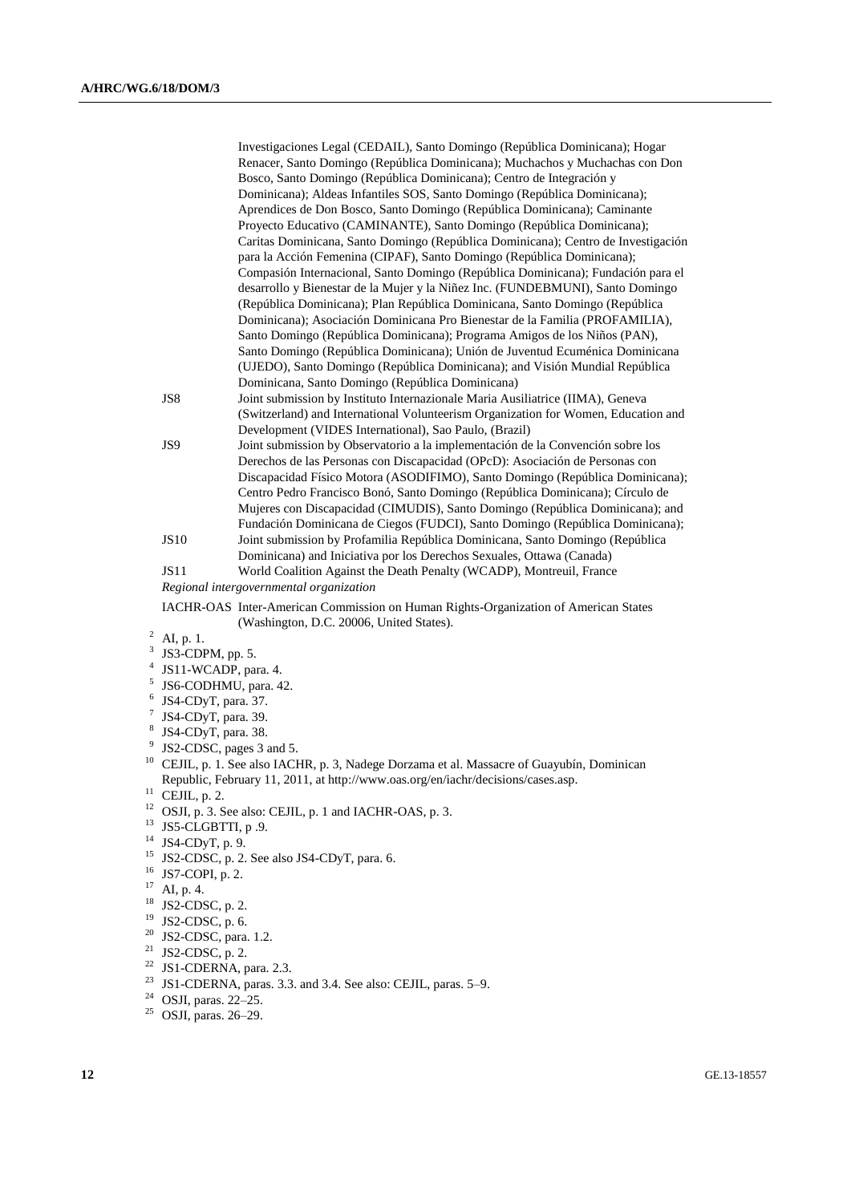Investigaciones Legal (CEDAIL), Santo Domingo (República Dominicana); Hogar Renacer, Santo Domingo (República Dominicana); Muchachos y Muchachas con Don Bosco, Santo Domingo (República Dominicana); Centro de Integración y Dominicana); Aldeas Infantiles SOS, Santo Domingo (República Dominicana); Aprendices de Don Bosco, Santo Domingo (República Dominicana); Caminante Proyecto Educativo (CAMINANTE), Santo Domingo (República Dominicana); Caritas Dominicana, Santo Domingo (República Dominicana); Centro de Investigación para la Acción Femenina (CIPAF), Santo Domingo (República Dominicana); Compasión Internacional, Santo Domingo (República Dominicana); Fundación para el desarrollo y Bienestar de la Mujer y la Niñez Inc. (FUNDEBMUNI), Santo Domingo (República Dominicana); Plan República Dominicana, Santo Domingo (República Dominicana); Asociación Dominicana Pro Bienestar de la Familia (PROFAMILIA), Santo Domingo (República Dominicana); Programa Amigos de los Niños (PAN), Santo Domingo (República Dominicana); Unión de Juventud Ecuménica Dominicana (UJEDO), Santo Domingo (República Dominicana); and Visión Mundial República Dominicana, Santo Domingo (República Dominicana)

JS8 Joint submission by Instituto Internazionale Maria Ausiliatrice (IIMA), Geneva (Switzerland) and International Volunteerism Organization for Women, Education and Development (VIDES International), Sao Paulo, (Brazil)

JS9 Joint submission by Observatorio a la implementación de la Convención sobre los Derechos de las Personas con Discapacidad (OPcD): Asociación de Personas con Discapacidad Físico Motora (ASODIFIMO), Santo Domingo (República Dominicana); Centro Pedro Francisco Bonó, Santo Domingo (República Dominicana); Círculo de Mujeres con Discapacidad (CIMUDIS), Santo Domingo (República Dominicana); and Fundación Dominicana de Ciegos (FUDCI), Santo Domingo (República Dominicana);

JS10 Joint submission by Profamilia República Dominicana, Santo Domingo (República Dominicana) and Iniciativa por los Derechos Sexuales, Ottawa (Canada)

JS11 World Coalition Against the Death Penalty (WCADP), Montreuil, France

*Regional intergovernmental organization*

IACHR-OAS Inter-American Commission on Human Rights-Organization of American States (Washington, D.C. 20006, United States).

[2] AI, p. 1.
[3] JS3-CDPM, pp. 5.
[4] JS11-WCADP, para. 4.
[5] JS6-CODHMU, para. 42.
[6] JS4-CDyT, para. 37.
[7] JS4-CDyT, para. 39.
[8] JS4-CDyT, para. 38.
[9] JS2-CDSC, pages 3 and 5.
[10] CEJIL, p. 1. See also IACHR, p. 3, Nadege Dorzama et al. Massacre of Guayubín, Dominican Republic, February 11, 2011, at http://www.oas.org/en/iachr/decisions/cases.asp.
[11] CEJIL, p. 2.
[12] OSJI, p. 3. See also: CEJIL, p. 1 and IACHR-OAS, p. 3.
[13] JS5-CLGBTTI, p .9.
[14] JS4-CDyT, p. 9.
[15] JS2-CDSC, p. 2. See also JS4-CDyT, para. 6.
[16] JS7-COPI, p. 2.
[17] AI, p. 4.
[18] JS2-CDSC, p. 2.
[19] JS2-CDSC, p. 6.
[20] JS2-CDSC, para. 1.2.
[21] JS2-CDSC, p. 2.
[22] JS1-CDERNA, para. 2.3.
[23] JS1-CDERNA, paras. 3.3. and 3.4. See also: CEJIL, paras. 5–9.
[24] OSJI, paras. 22–25.
[25] OSJI, paras. 26–29.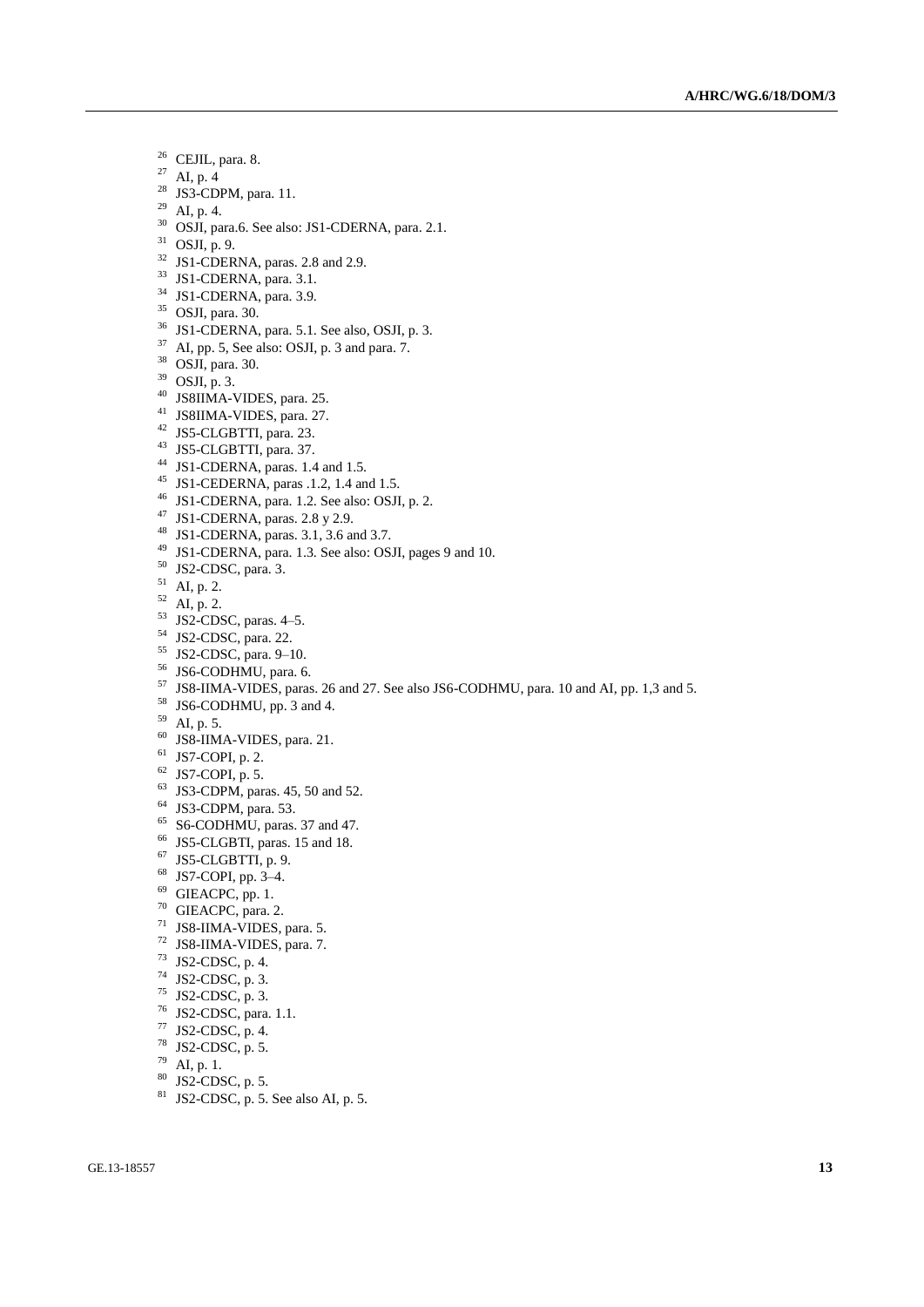[26] CEJIL, para. 8.
[27] AI, p. 4
[28] JS3-CDPM, para. 11.
[29] AI, p. 4.
[30] OSJI, para.6. See also: JS1-CDERNA, para. 2.1.
[31] OSJI, p. 9.
[32] JS1-CDERNA, paras. 2.8 and 2.9.
[33] JS1-CDERNA, para. 3.1.
[34] JS1-CDERNA, para. 3.9.
[35] OSJI, para. 30.
[36] JS1-CDERNA, para. 5.1. See also, OSJI, p. 3.
[37] AI, pp. 5, See also: OSJI, p. 3 and para. 7.
[38] OSJI, para. 30.
[39] OSJI, p. 3.
[40] JS8IIMA-VIDES, para. 25.
[41] JS8IIMA-VIDES, para. 27.
[42] JS5-CLGBTTI, para. 23.
[43] JS5-CLGBTTI, para. 37.
[44] JS1-CDERNA, paras. 1.4 and 1.5.
[45] JS1-CEDERNA, paras .1.2, 1.4 and 1.5.
[46] JS1-CDERNA, para. 1.2. See also: OSJI, p. 2.
[47] JS1-CDERNA, paras. 2.8 y 2.9.
[48] JS1-CDERNA, paras. 3.1, 3.6 and 3.7.
[49] JS1-CDERNA, para. 1.3. See also: OSJI, pages 9 and 10.
[50] JS2-CDSC, para. 3.
[51] AI, p. 2.
[52] AI, p. 2.
[53] JS2-CDSC, paras. 4–5.
[54] JS2-CDSC, para. 22.
[55] JS2-CDSC, para. 9–10.
[56] JS6-CODHMU, para. 6.
[57] JS8-IIMA-VIDES, paras. 26 and 27. See also JS6-CODHMU, para. 10 and AI, pp. 1,3 and 5.
[58] JS6-CODHMU, pp. 3 and 4.
[59] AI, p. 5.
[60] JS8-IIMA-VIDES, para. 21.
[61] JS7-COPI, p. 2.
[62] JS7-COPI, p. 5.
[63] JS3-CDPM, paras. 45, 50 and 52.
[64] JS3-CDPM, para. 53.
[65] S6-CODHMU, paras. 37 and 47.
[66] JS5-CLGBTI, paras. 15 and 18.
[67] JS5-CLGBTTI, p. 9.
[68] JS7-COPI, pp. 3–4.
[69] GIEACPC, pp. 1.
[70] GIEACPC, para. 2.
[71] JS8-IIMA-VIDES, para. 5.
[72] JS8-IIMA-VIDES, para. 7.
[73] JS2-CDSC, p. 4.
[74] JS2-CDSC, p. 3.
[75] JS2-CDSC, p. 3.
[76] JS2-CDSC, para. 1.1.
[77] JS2-CDSC, p. 4.
[78] JS2-CDSC, p. 5.
[79] AI, p. 1.
[80] JS2-CDSC, p. 5.
[81] JS2-CDSC, p. 5. See also AI, p. 5.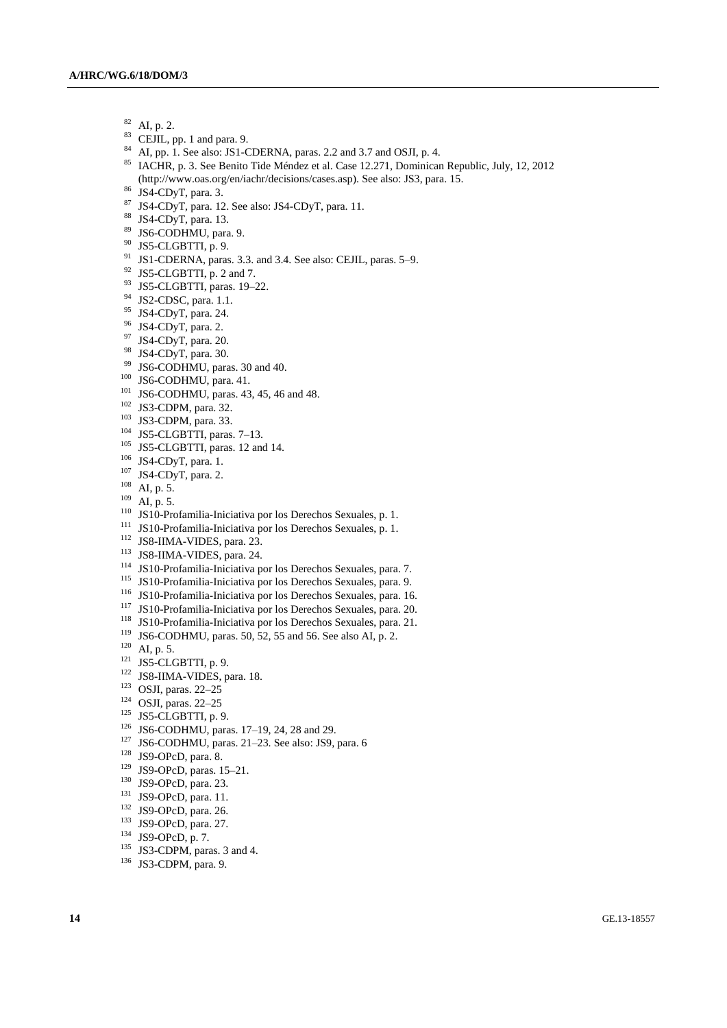[82] AI, p. 2.
[83] CEJIL, pp. 1 and para. 9.
[84] AI, pp. 1. See also: JS1-CDERNA, paras. 2.2 and 3.7 and OSJI, p. 4.
[85] IACHR, p. 3. See Benito Tide Méndez et al. Case 12.271, Dominican Republic, July, 12, 2012 (http://www.oas.org/en/iachr/decisions/cases.asp). See also: JS3, para. 15.
[86] JS4-CDyT, para. 3.
[87] JS4-CDyT, para. 12. See also: JS4-CDyT, para. 11.
[88] JS4-CDyT, para. 13.
[89] JS6-CODHMU, para. 9.
[90] JS5-CLGBTTI, p. 9.
[91] JS1-CDERNA, paras. 3.3. and 3.4. See also: CEJIL, paras. 5–9.
[92] JS5-CLGBTTI, p. 2 and 7.
[93] JS5-CLGBTTI, paras. 19–22.
[94] JS2-CDSC, para. 1.1.
[95] JS4-CDyT, para. 24.
[96] JS4-CDyT, para. 2.
[97] JS4-CDyT, para. 20.
[98] JS4-CDyT, para. 30.
[99] JS6-CODHMU, paras. 30 and 40.
[100] JS6-CODHMU, para. 41.
[101] JS6-CODHMU, paras. 43, 45, 46 and 48.
[102] JS3-CDPM, para. 32.
[103] JS3-CDPM, para. 33.
[104] JS5-CLGBTTI, paras. 7–13.
[105] JS5-CLGBTTI, paras. 12 and 14.
[106] JS4-CDyT, para. 1.
[107] JS4-CDyT, para. 2.
[108] AI, p. 5.
[109] AI, p. 5.
[110] JS10-Profamilia-Iniciativa por los Derechos Sexuales, p. 1.
[111] JS10-Profamilia-Iniciativa por los Derechos Sexuales, p. 1.
[112] JS8-IIMA-VIDES, para. 23.
[113] JS8-IIMA-VIDES, para. 24.
[114] JS10-Profamilia-Iniciativa por los Derechos Sexuales, para. 7.
[115] JS10-Profamilia-Iniciativa por los Derechos Sexuales, para. 9.
[116] JS10-Profamilia-Iniciativa por los Derechos Sexuales, para. 16.
[117] JS10-Profamilia-Iniciativa por los Derechos Sexuales, para. 20.
[118] JS10-Profamilia-Iniciativa por los Derechos Sexuales, para. 21.
[119] JS6-CODHMU, paras. 50, 52, 55 and 56. See also AI, p. 2.
[120] AI, p. 5.
[121] JS5-CLGBTTI, p. 9.
[122] JS8-IIMA-VIDES, para. 18.
[123] OSJI, paras. 22–25
[124] OSJI, paras. 22–25
[125] JS5-CLGBTTI, p. 9.
[126] JS6-CODHMU, paras. 17–19, 24, 28 and 29.
[127] JS6-CODHMU, paras. 21–23. See also: JS9, para. 6
[128] JS9-OPcD, para. 8.
[129] JS9-OPcD, paras. 15–21.
[130] JS9-OPcD, para. 23.
[131] JS9-OPcD, para. 11.
[132] JS9-OPcD, para. 26.
[133] JS9-OPcD, para. 27.
[134] JS9-OPcD, p. 7.
[135] JS3-CDPM, paras. 3 and 4.
[136] JS3-CDPM, para. 9.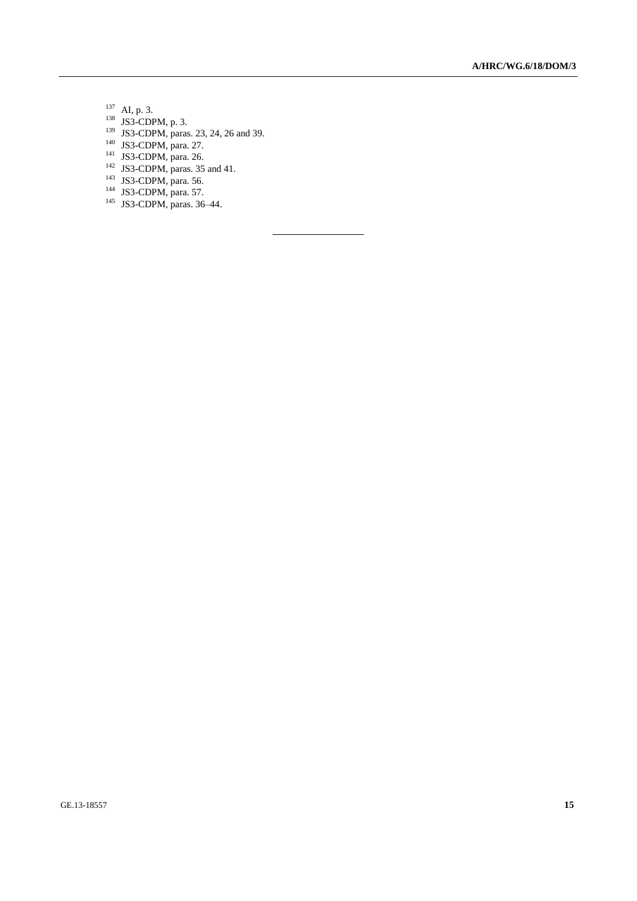[137] AI, p. 3.
[138] JS3-CDPM, p. 3.
[139] JS3-CDPM, paras. 23, 24, 26 and 39.
[140] JS3-CDPM, para. 27.
[141] JS3-CDPM, para. 26.
[142] JS3-CDPM, paras. 35 and 41.
[143] JS3-CDPM, para. 56.
[144] JS3-CDPM, para. 57.
[145] JS3-CDPM, paras. 36–44.